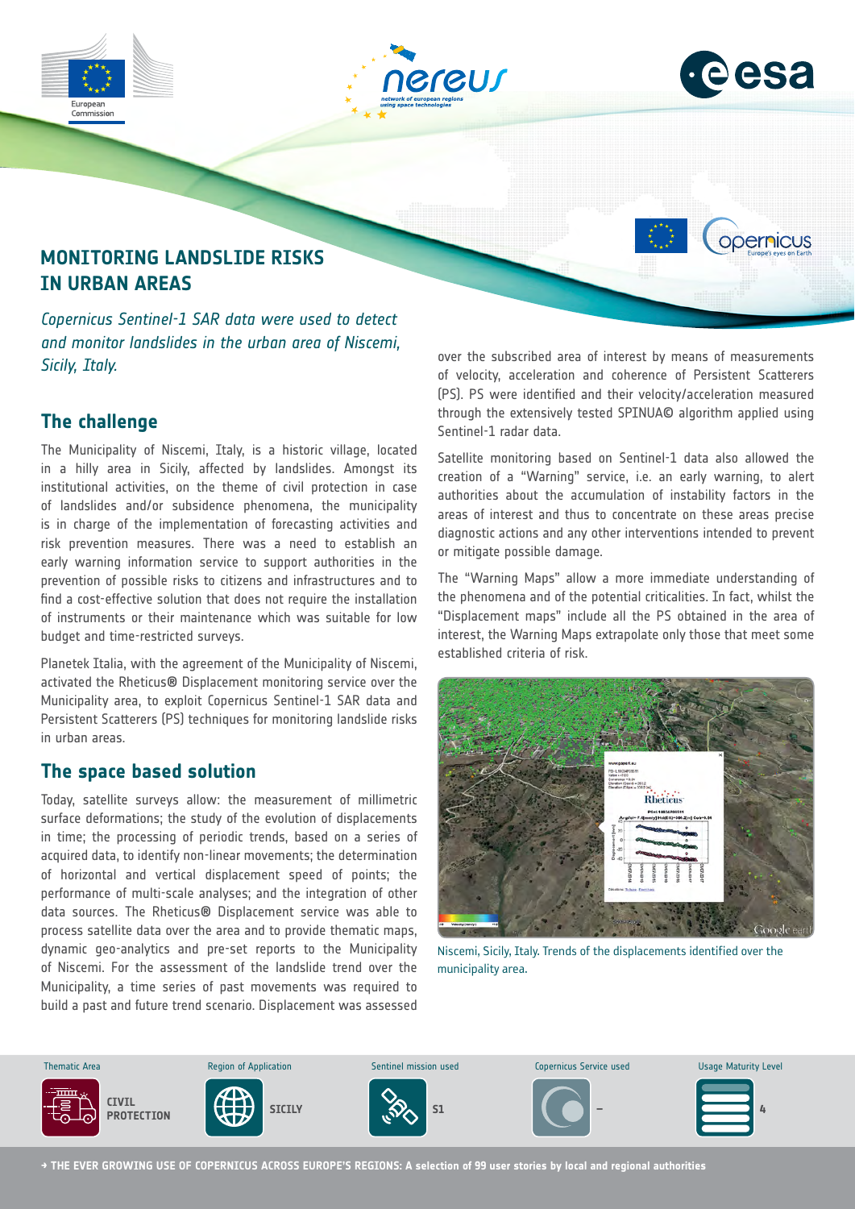# MONITORING LANDSLIDE RISKS IN URBAN AREAS

*Copernicus Sentinel-1 SAR data were used to detect and monitor landslides in the urban area of Niscemi, Sicily, Italy.*

## The challenge

The Municipality of Niscemi, Italy, is a historic village, located in a hilly area in Sicily, affected by landslides. Amongst its institutional activities, on the theme of civil protection in case of landslides and/or subsidence phenomena, the municipality is in charge of the implementation of forecasting activities and risk prevention measures. There was a need to establish an early warning information service to support authorities in the prevention of possible risks to citizens and infrastructures and to find a cost-effective solution that does not require the installation of instruments or their maintenance which was suitable for low budget and time-restricted surveys.

Planetek Italia, with the agreement of the Municipality of Niscemi, activated the Rheticus® Displacement monitoring service over the Municipality area, to exploit Copernicus Sentinel-1 SAR data and Persistent Scatterers (PS) techniques for monitoring landslide risks in urban areas.

## The space based solution

Today, satellite surveys allow: the measurement of millimetric surface deformations; the study of the evolution of displacements in time; the processing of periodic trends, based on a series of acquired data, to identify non-linear movements; the determination of horizontal and vertical displacement speed of points; the performance of multi-scale analyses; and the integration of other data sources. The Rheticus® Displacement service was able to process satellite data over the area and to provide thematic maps, dynamic geo-analytics and pre-set reports to the Municipality of Niscemi. For the assessment of the landslide trend over the Municipality, a time series of past movements was required to build a past and future trend scenario. Displacement was assessed over the subscribed area of interest by means of measurements of velocity, acceleration and coherence of Persistent Scatterers (PS). PS were identified and their velocity/acceleration measured through the extensively tested SPINUA© algorithm applied using Sentinel-1 radar data.

Satellite monitoring based on Sentinel-1 data also allowed the creation of a "Warning" service, i.e. an early warning, to alert authorities about the accumulation of instability factors in the areas of interest and thus to concentrate on these areas precise diagnostic actions and any other interventions intended to prevent or mitigate possible damage.

The "Warning Maps" allow a more immediate understanding of the phenomena and of the potential criticalities. In fact, whilst the "Displacement maps" include all the PS obtained in the area of interest, the Warning Maps extrapolate only those that meet some established criteria of risk.

Niscemi, Sicily, Italy. Trends of the displacements identified over the municipality area.

| Thematic Area | Region of Application | Sentinel mission used | Copernicus Service used | Usage Maturity Level |
|---|---|---|---|---|
| CIVIL PROTECTION | SICILY | S1 | – | 4 |

→ THE EVER GROWING USE OF COPERNICUS ACROSS EUROPE'S REGIONS: A selection of 99 user stories by local and regional authorities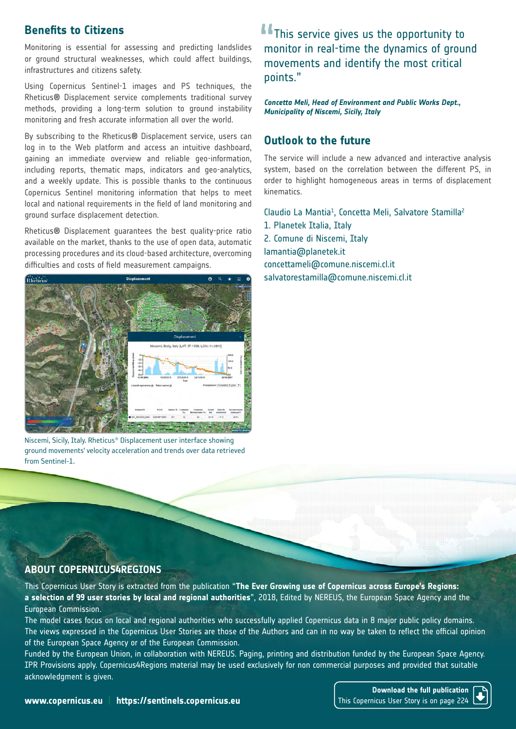## Benefits to Citizens

Monitoring is essential for assessing and predicting landslides or ground structural weaknesses, which could affect buildings, infrastructures and citizens safety.

Using Copernicus Sentinel-1 images and PS techniques, the Rheticus® Displacement service complements traditional survey methods, providing a long-term solution to ground instability monitoring and fresh accurate information all over the world.

By subscribing to the Rheticus® Displacement service, users can log in to the Web platform and access an intuitive dashboard, gaining an immediate overview and reliable geo-information, including reports, thematic maps, indicators and geo-analytics, and a weekly update. This is possible thanks to the continuous Copernicus Sentinel monitoring information that helps to meet local and national requirements in the field of land monitoring and ground surface displacement detection.

Rheticus® Displacement guarantees the best quality-price ratio available on the market, thanks to the use of open data, automatic processing procedures and its cloud-based architecture, overcoming difficulties and costs of field measurement campaigns.

Niscemi, Sicily, Italy. Rheticus® Displacement user interface showing ground movements' velocity acceleration and trends over data retrieved from Sentinel-1.

"This service gives us the opportunity to monitor in real-time the dynamics of ground movements and identify the most critical points."

***Concetta Meli, Head of Environment and Public Works Dept., Municipality of Niscemi, Sicily, Italy***

## Outlook to the future

The service will include a new advanced and interactive analysis system, based on the correlation between the different PS, in order to highlight homogeneous areas in terms of displacement kinematics.

Claudio La Mantia[1], Concetta Meli, Salvatore Stamilla[2]
1. Planetek Italia, Italy
2. Comune di Niscemi, Italy
lamantia@planetek.it
concettameli@comune.niscemi.cl.it
salvatorestamilla@comune.niscemi.cl.it

## ABOUT COPERNICUS4REGIONS

This Copernicus User Story is extracted from the publication "**The Ever Growing use of Copernicus across Europe's Regions: a selection of 99 user stories by local and regional authorities**", 2018, Edited by NEREUS, the European Space Agency and the European Commission.
The model cases focus on local and regional authorities who successfully applied Copernicus data in 8 major public policy domains.
The views expressed in the Copernicus User Stories are those of the Authors and can in no way be taken to reflect the official opinion of the European Space Agency or of the European Commission.
Funded by the European Union, in collaboration with NEREUS. Paging, printing and distribution funded by the European Space Agency.
IPR Provisions apply. Copernicus4Regions material may be used exclusively for non commercial purposes and provided that suitable acknowledgment is given.

**www.copernicus.eu** | **https://sentinels.copernicus.eu**

**Download the full publication**
This Copernicus User Story is on page 224